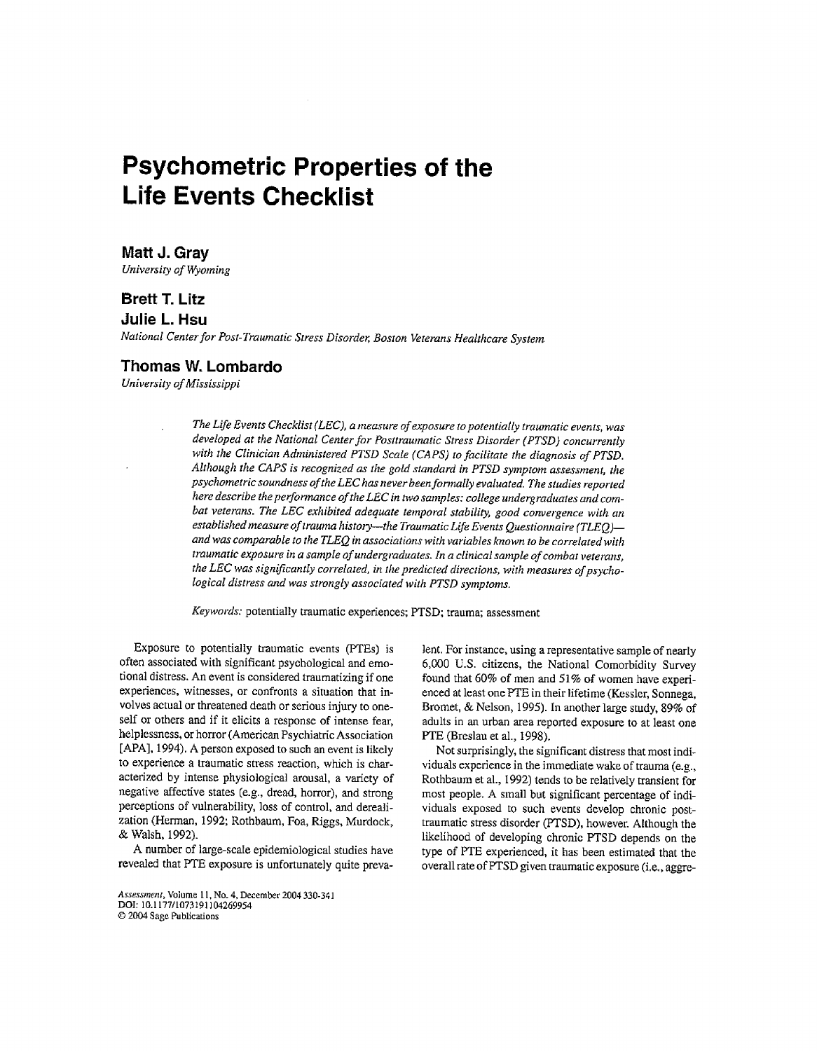# Psychometric Properties of the Life Events Checklist

**Matt J. Gray**
*University of Wyoming*

**Brett T. Litz**
**Julie L. Hsu**
*National Center for Post-Traumatic Stress Disorder, Boston Veterans Healthcare System*

**Thomas W. Lombardo**
*University of Mississippi*

*The Life Events Checklist (LEC), a measure of exposure to potentially traumatic events, was developed at the National Center for Posttraumatic Stress Disorder (PTSD) concurrently with the Clinician Administered PTSD Scale (CAPS) to facilitate the diagnosis of PTSD. Although the CAPS is recognized as the gold standard in PTSD symptom assessment, the psychometric soundness of the LEC has never been formally evaluated. The studies reported here describe the performance of the LEC in two samples: college undergraduates and combat veterans. The LEC exhibited adequate temporal stability, good convergence with an established measure of trauma history—the Traumatic Life Events Questionnaire (TLEQ)—and was comparable to the TLEQ in associations with variables known to be correlated with traumatic exposure in a sample of undergraduates. In a clinical sample of combat veterans, the LEC was significantly correlated, in the predicted directions, with measures of psychological distress and was strongly associated with PTSD symptoms.*

*Keywords:* potentially traumatic experiences; PTSD; trauma; assessment

Exposure to potentially traumatic events (PTEs) is often associated with significant psychological and emotional distress. An event is considered traumatizing if one experiences, witnesses, or confronts a situation that involves actual or threatened death or serious injury to oneself or others and if it elicits a response of intense fear, helplessness, or horror (American Psychiatric Association [APA], 1994). A person exposed to such an event is likely to experience a traumatic stress reaction, which is characterized by intense physiological arousal, a variety of negative affective states (e.g., dread, horror), and strong perceptions of vulnerability, loss of control, and derealization (Herman, 1992; Rothbaum, Foa, Riggs, Murdock, & Walsh, 1992).

A number of large-scale epidemiological studies have revealed that PTE exposure is unfortunately quite prevalent. For instance, using a representative sample of nearly 6,000 U.S. citizens, the National Comorbidity Survey found that 60% of men and 51% of women have experienced at least one PTE in their lifetime (Kessler, Sonnega, Bromet, & Nelson, 1995). In another large study, 89% of adults in an urban area reported exposure to at least one PTE (Breslau et al., 1998).

Not surprisingly, the significant distress that most individuals experience in the immediate wake of trauma (e.g., Rothbaum et al., 1992) tends to be relatively transient for most people. A small but significant percentage of individuals exposed to such events develop chronic posttraumatic stress disorder (PTSD), however. Although the likelihood of developing chronic PTSD depends on the type of PTE experienced, it has been estimated that the overall rate of PTSD given traumatic exposure (i.e., aggre-

*Assessment*, Volume 11, No. 4, December 2004 330-341
DOI: 10.1177/1073191104269954
© 2004 Sage Publications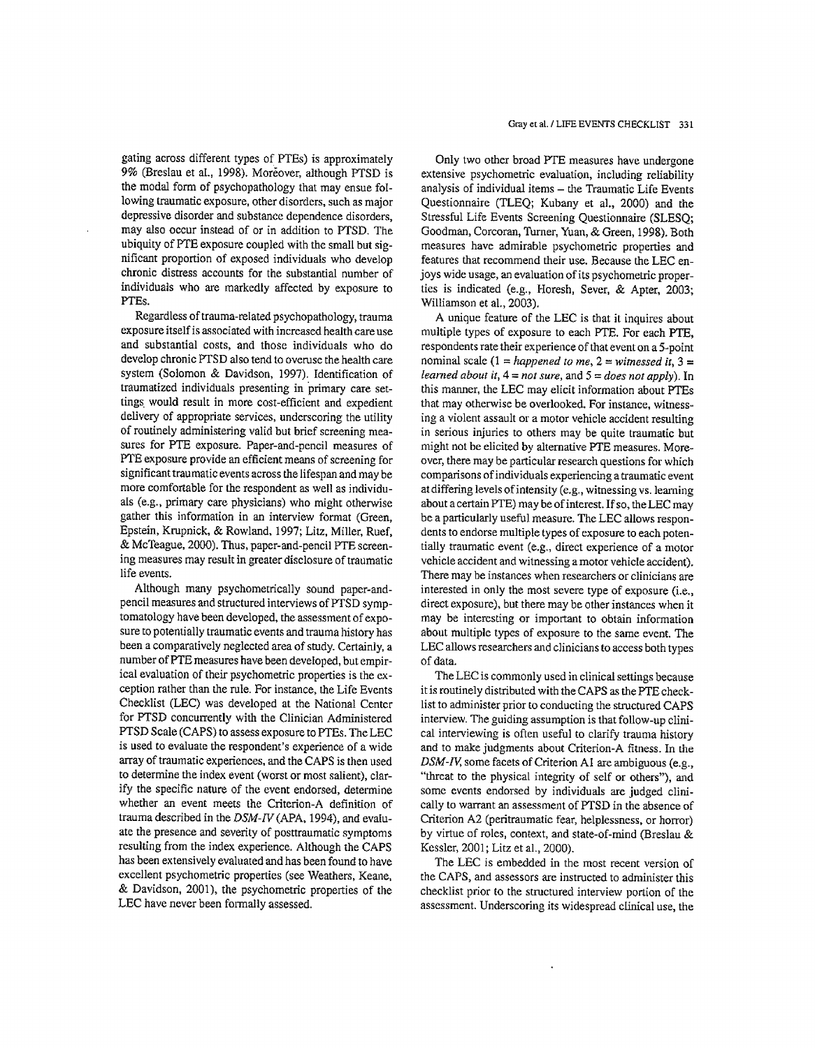gating across different types of PTEs) is approximately 9% (Breslau et al., 1998). Moreover, although PTSD is the modal form of psychopathology that may ensue following traumatic exposure, other disorders, such as major depressive disorder and substance dependence disorders, may also occur instead of or in addition to PTSD. The ubiquity of PTE exposure coupled with the small but significant proportion of exposed individuals who develop chronic distress accounts for the substantial number of individuals who are markedly affected by exposure to PTEs.

Regardless of trauma-related psychopathology, trauma exposure itself is associated with increased health care use and substantial costs, and those individuals who do develop chronic PTSD also tend to overuse the health care system (Solomon & Davidson, 1997). Identification of traumatized individuals presenting in primary care settings would result in more cost-efficient and expedient delivery of appropriate services, underscoring the utility of routinely administering valid but brief screening measures for PTE exposure. Paper-and-pencil measures of PTE exposure provide an efficient means of screening for significant traumatic events across the lifespan and may be more comfortable for the respondent as well as individuals (e.g., primary care physicians) who might otherwise gather this information in an interview format (Green, Epstein, Krupnick, & Rowland, 1997; Litz, Miller, Ruef, & McTeague, 2000). Thus, paper-and-pencil PTE screening measures may result in greater disclosure of traumatic life events.

Although many psychometrically sound paper-and-pencil measures and structured interviews of PTSD symptomatology have been developed, the assessment of exposure to potentially traumatic events and trauma history has been a comparatively neglected area of study. Certainly, a number of PTE measures have been developed, but empirical evaluation of their psychometric properties is the exception rather than the rule. For instance, the Life Events Checklist (LEC) was developed at the National Center for PTSD concurrently with the Clinician Administered PTSD Scale (CAPS) to assess exposure to PTEs. The LEC is used to evaluate the respondent's experience of a wide array of traumatic experiences, and the CAPS is then used to determine the index event (worst or most salient), clarify the specific nature of the event endorsed, determine whether an event meets the Criterion-A definition of trauma described in the *DSM-IV* (APA, 1994), and evaluate the presence and severity of posttraumatic symptoms resulting from the index experience. Although the CAPS has been extensively evaluated and has been found to have excellent psychometric properties (see Weathers, Keane, & Davidson, 2001), the psychometric properties of the LEC have never been formally assessed.

Only two other broad PTE measures have undergone extensive psychometric evaluation, including reliability analysis of individual items – the Traumatic Life Events Questionnaire (TLEQ; Kubany et al., 2000) and the Stressful Life Events Screening Questionnaire (SLESQ; Goodman, Corcoran, Turner, Yuan, & Green, 1998). Both measures have admirable psychometric properties and features that recommend their use. Because the LEC enjoys wide usage, an evaluation of its psychometric properties is indicated (e.g., Horesh, Sever, & Apter, 2003; Williamson et al., 2003).

A unique feature of the LEC is that it inquires about multiple types of exposure to each PTE. For each PTE, respondents rate their experience of that event on a 5-point nominal scale (1 = *happened to me*, 2 = *witnessed it*, 3 = *learned about it*, 4 = *not sure*, and 5 = *does not apply*). In this manner, the LEC may elicit information about PTEs that may otherwise be overlooked. For instance, witnessing a violent assault or a motor vehicle accident resulting in serious injuries to others may be quite traumatic but might not be elicited by alternative PTE measures. Moreover, there may be particular research questions for which comparisons of individuals experiencing a traumatic event at differing levels of intensity (e.g., witnessing vs. learning about a certain PTE) may be of interest. If so, the LEC may be a particularly useful measure. The LEC allows respondents to endorse multiple types of exposure to each potentially traumatic event (e.g., direct experience of a motor vehicle accident and witnessing a motor vehicle accident). There may be instances when researchers or clinicians are interested in only the most severe type of exposure (i.e., direct exposure), but there may be other instances when it may be interesting or important to obtain information about multiple types of exposure to the same event. The LEC allows researchers and clinicians to access both types of data.

The LEC is commonly used in clinical settings because it is routinely distributed with the CAPS as the PTE checklist to administer prior to conducting the structured CAPS interview. The guiding assumption is that follow-up clinical interviewing is often useful to clarify trauma history and to make judgments about Criterion-A fitness. In the *DSM-IV*, some facets of Criterion A1 are ambiguous (e.g., "threat to the physical integrity of self or others"), and some events endorsed by individuals are judged clinically to warrant an assessment of PTSD in the absence of Criterion A2 (peritraumatic fear, helplessness, or horror) by virtue of roles, context, and state-of-mind (Breslau & Kessler, 2001; Litz et al., 2000).

The LEC is embedded in the most recent version of the CAPS, and assessors are instructed to administer this checklist prior to the structured interview portion of the assessment. Underscoring its widespread clinical use, the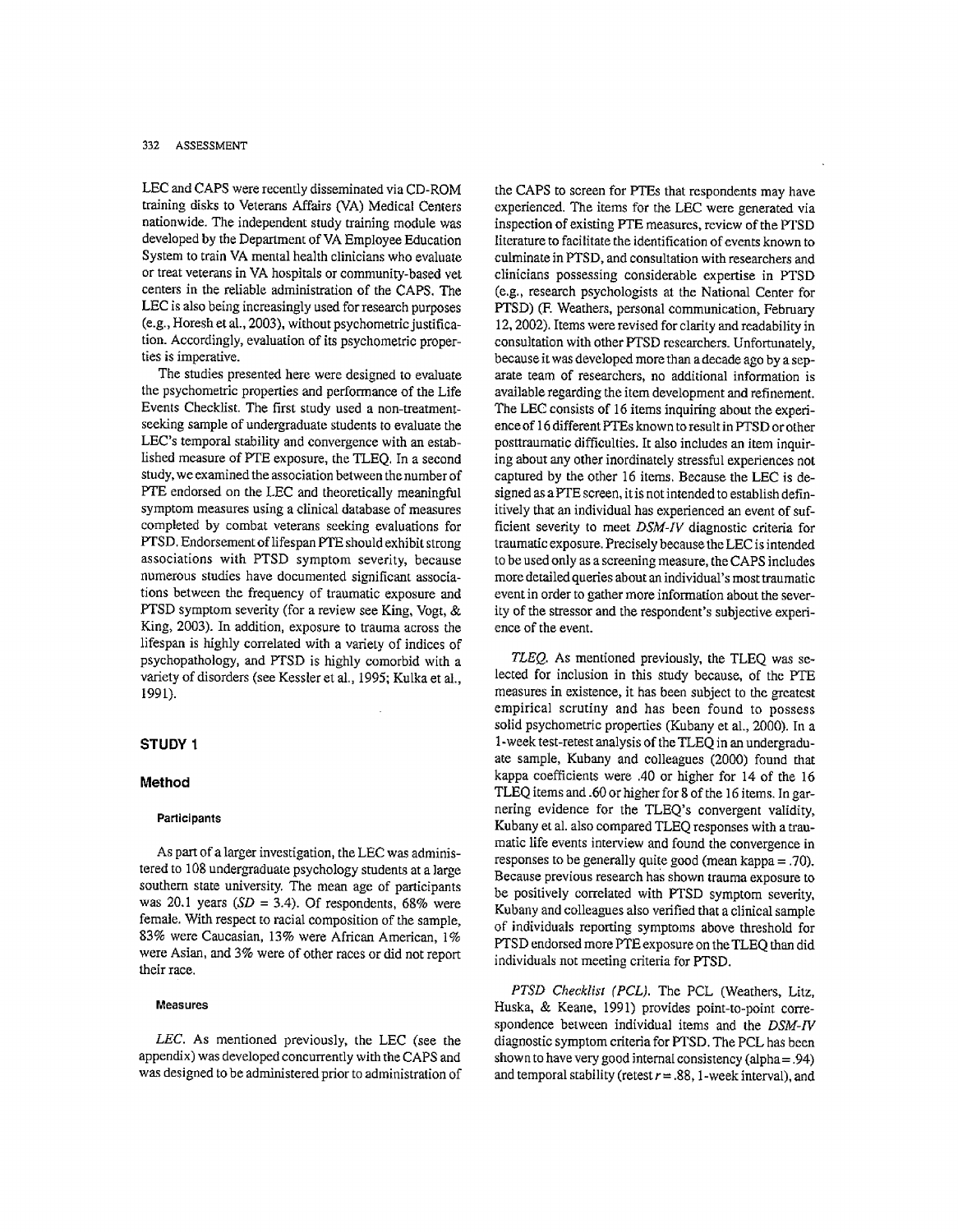LEC and CAPS were recently disseminated via CD-ROM training disks to Veterans Affairs (VA) Medical Centers nationwide. The independent study training module was developed by the Department of VA Employee Education System to train VA mental health clinicians who evaluate or treat veterans in VA hospitals or community-based vet centers in the reliable administration of the CAPS. The LEC is also being increasingly used for research purposes (e.g., Horesh et al., 2003), without psychometric justification. Accordingly, evaluation of its psychometric properties is imperative.

The studies presented here were designed to evaluate the psychometric properties and performance of the Life Events Checklist. The first study used a non-treatment-seeking sample of undergraduate students to evaluate the LEC's temporal stability and convergence with an established measure of PTE exposure, the TLEQ. In a second study, we examined the association between the number of PTE endorsed on the LEC and theoretically meaningful symptom measures using a clinical database of measures completed by combat veterans seeking evaluations for PTSD. Endorsement of lifespan PTE should exhibit strong associations with PTSD symptom severity, because numerous studies have documented significant associations between the frequency of traumatic exposure and PTSD symptom severity (for a review see King, Vogt, & King, 2003). In addition, exposure to trauma across the lifespan is highly correlated with a variety of indices of psychopathology, and PTSD is highly comorbid with a variety of disorders (see Kessler et al., 1995; Kulka et al., 1991).

## STUDY 1

### Method

#### Participants

As part of a larger investigation, the LEC was administered to 108 undergraduate psychology students at a large southern state university. The mean age of participants was 20.1 years ($SD$ = 3.4). Of respondents, 68% were female. With respect to racial composition of the sample, 83% were Caucasian, 13% were African American, 1% were Asian, and 3% were of other races or did not report their race.

#### Measures

*LEC.* As mentioned previously, the LEC (see the appendix) was developed concurrently with the CAPS and was designed to be administered prior to administration of the CAPS to screen for PTEs that respondents may have experienced. The items for the LEC were generated via inspection of existing PTE measures, review of the PTSD literature to facilitate the identification of events known to culminate in PTSD, and consultation with researchers and clinicians possessing considerable expertise in PTSD (e.g., research psychologists at the National Center for PTSD) (F. Weathers, personal communication, February 12, 2002). Items were revised for clarity and readability in consultation with other PTSD researchers. Unfortunately, because it was developed more than a decade ago by a separate team of researchers, no additional information is available regarding the item development and refinement. The LEC consists of 16 items inquiring about the experience of 16 different PTEs known to result in PTSD or other posttraumatic difficulties. It also includes an item inquiring about any other inordinately stressful experiences not captured by the other 16 items. Because the LEC is designed as a PTE screen, it is not intended to establish definitively that an individual has experienced an event of sufficient severity to meet *DSM-IV* diagnostic criteria for traumatic exposure. Precisely because the LEC is intended to be used only as a screening measure, the CAPS includes more detailed queries about an individual's most traumatic event in order to gather more information about the severity of the stressor and the respondent's subjective experience of the event.

*TLEQ.* As mentioned previously, the TLEQ was selected for inclusion in this study because, of the PTE measures in existence, it has been subject to the greatest empirical scrutiny and has been found to possess solid psychometric properties (Kubany et al., 2000). In a 1-week test-retest analysis of the TLEQ in an undergraduate sample, Kubany and colleagues (2000) found that kappa coefficients were .40 or higher for 14 of the 16 TLEQ items and .60 or higher for 8 of the 16 items. In garnering evidence for the TLEQ's convergent validity, Kubany et al. also compared TLEQ responses with a traumatic life events interview and found the convergence in responses to be generally quite good (mean kappa = .70). Because previous research has shown trauma exposure to be positively correlated with PTSD symptom severity, Kubany and colleagues also verified that a clinical sample of individuals reporting symptoms above threshold for PTSD endorsed more PTE exposure on the TLEQ than did individuals not meeting criteria for PTSD.

*PTSD Checklist (PCL).* The PCL (Weathers, Litz, Huska, & Keane, 1991) provides point-to-point correspondence between individual items and the *DSM-IV* diagnostic symptom criteria for PTSD. The PCL has been shown to have very good internal consistency (alpha = .94) and temporal stability (retest $r$ = .88, 1-week interval), and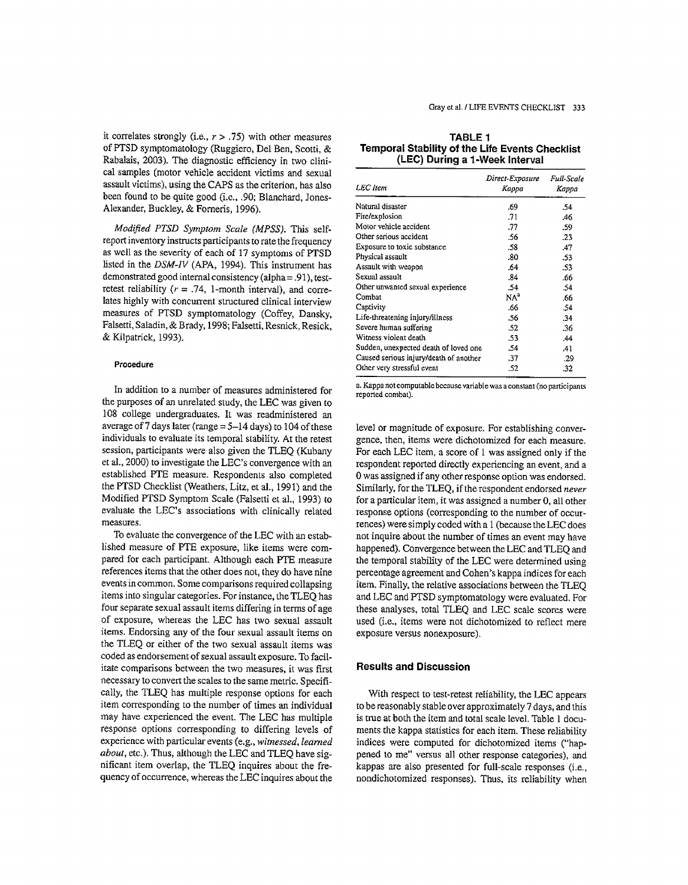it correlates strongly (i.e., $r > .75$) with other measures of PTSD symptomatology (Ruggiero, Del Ben, Scotti, & Rabalais, 2003). The diagnostic efficiency in two clinical samples (motor vehicle accident victims and sexual assault victims), using the CAPS as the criterion, has also been found to be quite good (i.e., .90; Blanchard, Jones-Alexander, Buckley, & Forneris, 1996).

*Modified PTSD Symptom Scale (MPSS).* This self-report inventory instructs participants to rate the frequency as well as the severity of each of 17 symptoms of PTSD listed in the *DSM-IV* (APA, 1994). This instrument has demonstrated good internal consistency (alpha = .91), test-retest reliability ($r$ = .74, 1-month interval), and correlates highly with concurrent structured clinical interview measures of PTSD symptomatology (Coffey, Dansky, Falsetti, Saladin, & Brady, 1998; Falsetti, Resnick, Resick, & Kilpatrick, 1993).

### Procedure

In addition to a number of measures administered for the purposes of an unrelated study, the LEC was given to 108 college undergraduates. It was readministered an average of 7 days later (range = 5–14 days) to 104 of these individuals to evaluate its temporal stability. At the retest session, participants were also given the TLEQ (Kubany et al., 2000) to investigate the LEC's convergence with an established PTE measure. Respondents also completed the PTSD Checklist (Weathers, Litz, et al., 1991) and the Modified PTSD Symptom Scale (Falsetti et al., 1993) to evaluate the LEC's associations with clinically related measures.

To evaluate the convergence of the LEC with an established measure of PTE exposure, like items were compared for each participant. Although each PTE measure references items that the other does not, they do have nine events in common. Some comparisons required collapsing items into singular categories. For instance, the TLEQ has four separate sexual assault items differing in terms of age of exposure, whereas the LEC has two sexual assault items. Endorsing any of the four sexual assault items on the TLEQ or either of the two sexual assault items was coded as endorsement of sexual assault exposure. To facilitate comparisons between the two measures, it was first necessary to convert the scales to the same metric. Specifically, the TLEQ has multiple response options for each item corresponding to the number of times an individual may have experienced the event. The LEC has multiple response options corresponding to differing levels of experience with particular events (e.g., *witnessed*, *learned about*, etc.). Thus, although the LEC and TLEQ have significant item overlap, the TLEQ inquires about the frequency of occurrence, whereas the LEC inquires about the level or magnitude of exposure. For establishing convergence, then, items were dichotomized for each measure. For each LEC item, a score of 1 was assigned only if the respondent reported directly experiencing an event, and a 0 was assigned if any other response option was endorsed. Similarly, for the TLEQ, if the respondent endorsed *never* for a particular item, it was assigned a number 0, all other response options (corresponding to the number of occurrences) were simply coded with a 1 (because the LEC does not inquire about the number of times an event may have happened). Convergence between the LEC and TLEQ and the temporal stability of the LEC were determined using percentage agreement and Cohen's kappa indices for each item. Finally, the relative associations between the TLEQ and LEC and PTSD symptomatology were evaluated. For these analyses, total TLEQ and LEC scale scores were used (i.e., items were not dichotomized to reflect mere exposure versus nonexposure).

**TABLE 1**
**Temporal Stability of the Life Events Checklist (LEC) During a 1-Week Interval**

| *LEC Item* | *Direct-Exposure Kappa* | *Full-Scale Kappa* |
|---|---|---|
| Natural disaster | .69 | .54 |
| Fire/explosion | .71 | .46 |
| Motor vehicle accident | .77 | .59 |
| Other serious accident | .56 | .23 |
| Exposure to toxic substance | .58 | .47 |
| Physical assault | .80 | .53 |
| Assault with weapon | .64 | .53 |
| Sexual assault | .84 | .66 |
| Other unwanted sexual experience | .54 | .54 |
| Combat | NA[a] | .66 |
| Captivity | .66 | .54 |
| Life-threatening injury/illness | .56 | .34 |
| Severe human suffering | .52 | .36 |
| Witness violent death | .53 | .44 |
| Sudden, unexpected death of loved one | .54 | .41 |
| Caused serious injury/death of another | .37 | .29 |
| Other very stressful event | .52 | .32 |

a. Kappa not computable because variable was a constant (no participants reported combat).

## Results and Discussion

With respect to test-retest reliability, the LEC appears to be reasonably stable over approximately 7 days, and this is true at both the item and total scale level. Table 1 documents the kappa statistics for each item. These reliability indices were computed for dichotomized items ("happened to me" versus all other response categories), and kappas are also presented for full-scale responses (i.e., nondichotomized responses). Thus, its reliability when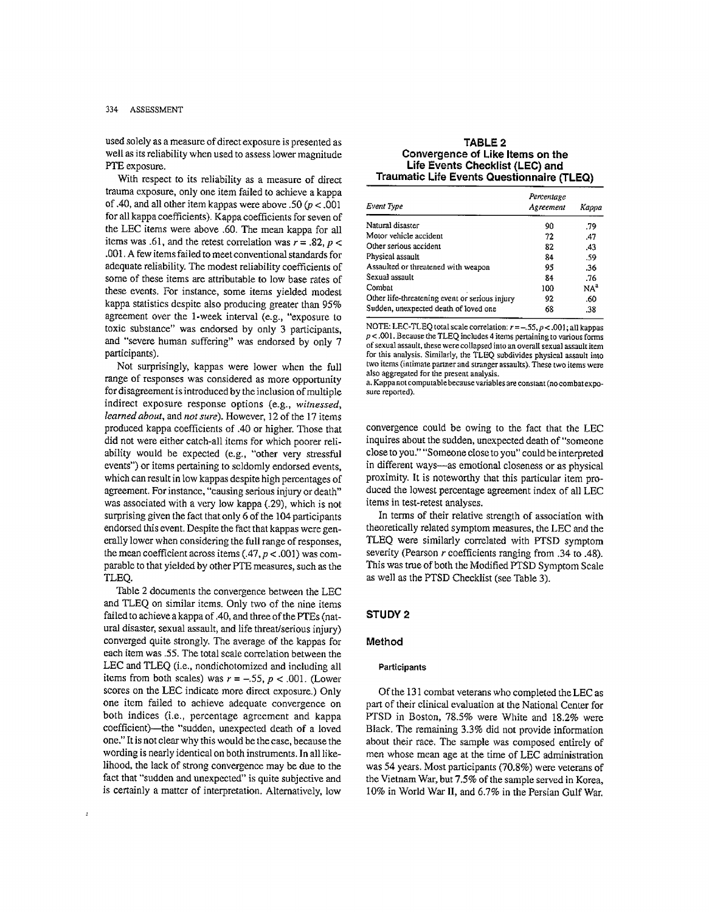used solely as a measure of direct exposure is presented as well as its reliability when used to assess lower magnitude PTE exposure.

With respect to its reliability as a measure of direct trauma exposure, only one item failed to achieve a kappa of .40, and all other item kappas were above .50 ($p < .001$ for all kappa coefficients). Kappa coefficients for seven of the LEC items were above .60. The mean kappa for all items was .61, and the retest correlation was $r = .82$, $p < .001$. A few items failed to meet conventional standards for adequate reliability. The modest reliability coefficients of some of these items are attributable to low base rates of these events. For instance, some items yielded modest kappa statistics despite also producing greater than 95% agreement over the 1-week interval (e.g., "exposure to toxic substance" was endorsed by only 3 participants, and "severe human suffering" was endorsed by only 7 participants).

Not surprisingly, kappas were lower when the full range of responses was considered as more opportunity for disagreement is introduced by the inclusion of multiple indirect exposure response options (e.g., *witnessed*, *learned about*, and *not sure*). However, 12 of the 17 items produced kappa coefficients of .40 or higher. Those that did not were either catch-all items for which poorer reliability would be expected (e.g., "other very stressful events") or items pertaining to seldomly endorsed events, which can result in low kappas despite high percentages of agreement. For instance, "causing serious injury or death" was associated with a very low kappa (.29), which is not surprising given the fact that only 6 of the 104 participants endorsed this event. Despite the fact that kappas were generally lower when considering the full range of responses, the mean coefficient across items (.47, $p < .001$) was comparable to that yielded by other PTE measures, such as the TLEQ.

Table 2 documents the convergence between the LEC and TLEQ on similar items. Only two of the nine items failed to achieve a kappa of .40, and three of the PTEs (natural disaster, sexual assault, and life threat/serious injury) converged quite strongly. The average of the kappas for each item was .55. The total scale correlation between the LEC and TLEQ (i.e., nondichotomized and including all items from both scales) was $r = -.55$, $p < .001$. (Lower scores on the LEC indicate more direct exposure.) Only one item failed to achieve adequate convergence on both indices (i.e., percentage agreement and kappa coefficient)—the "sudden, unexpected death of a loved one." It is not clear why this would be the case, because the wording is nearly identical on both instruments. In all likelihood, the lack of strong convergence may be due to the fact that "sudden and unexpected" is quite subjective and is certainly a matter of interpretation. Alternatively, low convergence could be owing to the fact that the LEC inquires about the sudden, unexpected death of "someone close to you." "Someone close to you" could be interpreted in different ways—as emotional closeness or as physical proximity. It is noteworthy that this particular item produced the lowest percentage agreement index of all LEC items in test-retest analyses.

**TABLE 2**
**Convergence of Like Items on the Life Events Checklist (LEC) and Traumatic Life Events Questionnaire (TLEQ)**

| Event Type | Percentage Agreement | Kappa |
|---|---|---|
| Natural disaster | 90 | .79 |
| Motor vehicle accident | 72 | .47 |
| Other serious accident | 82 | .43 |
| Physical assault | 84 | .59 |
| Assaulted or threatened with weapon | 95 | .36 |
| Sexual assault | 84 | .76 |
| Combat | 100 | NA[a] |
| Other life-threatening event or serious injury | 92 | .60 |
| Sudden, unexpected death of loved one | 68 | .38 |

NOTE: LEC-TLEQ total scale correlation: $r = -.55$, $p < .001$; all kappas $p < .001$. Because the TLEQ includes 4 items pertaining to various forms of sexual assault, these were collapsed into an overall sexual assault item for this analysis. Similarly, the TLEQ subdivides physical assault into two items (intimate partner and stranger assaults). These two items were also aggregated for the present analysis.
a. Kappa not computable because variables are constant (no combat exposure reported).

In terms of their relative strength of association with theoretically related symptom measures, the LEC and the TLEQ were similarly correlated with PTSD symptom severity (Pearson $r$ coefficients ranging from .34 to .48). This was true of both the Modified PTSD Symptom Scale as well as the PTSD Checklist (see Table 3).

## STUDY 2

### Method

#### Participants

Of the 131 combat veterans who completed the LEC as part of their clinical evaluation at the National Center for PTSD in Boston, 78.5% were White and 18.2% were Black. The remaining 3.3% did not provide information about their race. The sample was composed entirely of men whose mean age at the time of LEC administration was 54 years. Most participants (70.8%) were veterans of the Vietnam War, but 7.5% of the sample served in Korea, 10% in World War II, and 6.7% in the Persian Gulf War.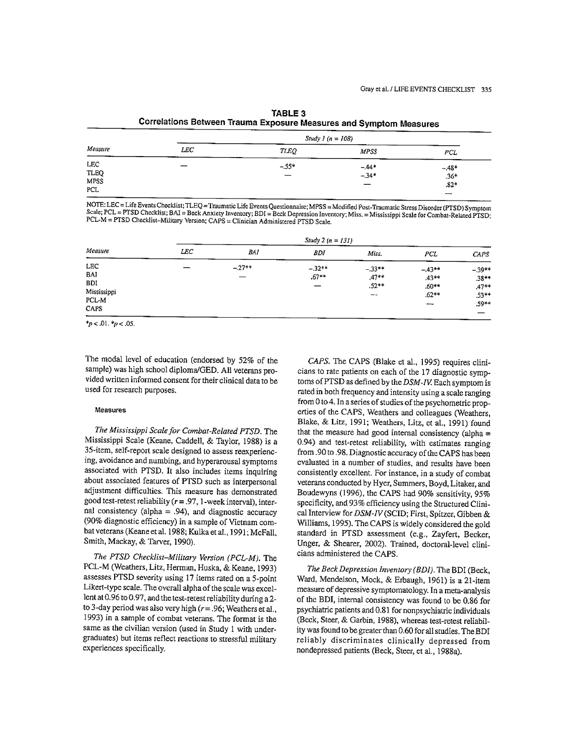**TABLE 3**
**Correlations Between Trauma Exposure Measures and Symptom Measures**

| Measure | Study 1 (n = 108) | | | |
|---|---|---|---|---|
| | *LEC* | *TLEQ* | *MPSS* | *PCL* |
| LEC | — | −.55* | −.44* | −.48* |
| TLEQ | | — | −.34* | .36* |
| MPSS | | | — | .82* |
| PCL | | | | — |

NOTE: LEC = Life Events Checklist; TLEQ = Traumatic Life Events Questionnaire; MPSS = Modified Post-Traumatic Stress Disorder (PTSD) Symptom Scale; PCL = PTSD Checklist; BAI = Beck Anxiety Inventory; BDI = Beck Depression Inventory; Miss. = Mississippi Scale for Combat-Related PTSD; PCL-M = PTSD Checklist–Military Version; CAPS = Clinician Administered PTSD Scale.

| Measure | Study 2 (n = 131) | | | | | |
|---|---|---|---|---|---|---|
| | *LEC* | *BAI* | *BDI* | *Miss.* | *PCL* | *CAPS* |
| LEC | — | −.27** | −.32** | −.33** | −.43** | −.39** |
| BAI | | — | .67** | .47** | .43** | .38** |
| BDI | | | — | .52** | .60** | .47** |
| Mississippi | | | | — | .62** | .53** |
| PCL-M | | | | | — | .59** |
| CAPS | | | | | | — |

*$p < .01$. *$p < .05$.

The modal level of education (endorsed by 52% of the sample) was high school diploma/GED. All veterans provided written informed consent for their clinical data to be used for research purposes.

#### Measures

*The Mississippi Scale for Combat-Related PTSD.* The Mississippi Scale (Keane, Caddell, & Taylor, 1988) is a 35-item, self-report scale designed to assess reexperiencing, avoidance and numbing, and hyperarousal symptoms associated with PTSD. It also includes items inquiring about associated features of PTSD such as interpersonal adjustment difficulties. This measure has demonstrated good test-retest reliability ($r = .97$, 1-week interval), internal consistency (alpha = .94), and diagnostic accuracy (90% diagnostic efficiency) in a sample of Vietnam combat veterans (Keane et al. 1988; Kulka et al., 1991; McFall, Smith, Mackay, & Tarver, 1990).

*The PTSD Checklist–Military Version (PCL-M).* The PCL-M (Weathers, Litz, Herman, Huska, & Keane, 1993) assesses PTSD severity using 17 items rated on a 5-point Likert-type scale. The overall alpha of the scale was excellent at 0.96 to 0.97, and the test-retest reliability during a 2- to 3-day period was also very high ($r = .96$; Weathers et al., 1993) in a sample of combat veterans. The format is the same as the civilian version (used in Study 1 with undergraduates) but items reflect reactions to stressful military experiences specifically.

*CAPS.* The CAPS (Blake et al., 1995) requires clinicians to rate patients on each of the 17 diagnostic symptoms of PTSD as defined by the *DSM-IV.* Each symptom is rated in both frequency and intensity using a scale ranging from 0 to 4. In a series of studies of the psychometric properties of the CAPS, Weathers and colleagues (Weathers, Blake, & Litz, 1991; Weathers, Litz, et al., 1991) found that the measure had good internal consistency (alpha = 0.94) and test-retest reliability, with estimates ranging from .90 to .98. Diagnostic accuracy of the CAPS has been evaluated in a number of studies, and results have been consistently excellent. For instance, in a study of combat veterans conducted by Hyer, Summers, Boyd, Litaker, and Boudewyns (1996), the CAPS had 90% sensitivity, 95% specificity, and 93% efficiency using the Structured Clinical Interview for *DSM-IV* (SCID; First, Spitzer, Gibben & Williams, 1995). The CAPS is widely considered the gold standard in PTSD assessment (e.g., Zayfert, Becker, Unger, & Shearer, 2002). Trained, doctoral-level clinicians administered the CAPS.

*The Beck Depression Inventory (BDI).* The BDI (Beck, Ward, Mendelson, Mock, & Erbaugh, 1961) is a 21-item measure of depressive symptomatology. In a meta-analysis of the BDI, internal consistency was found to be 0.86 for psychiatric patients and 0.81 for nonpsychiatric individuals (Beck, Steer, & Garbin, 1988), whereas test-retest reliability was found to be greater than 0.60 for all studies. The BDI reliably discriminates clinically depressed from nondepressed patients (Beck, Steer, et al., 1988a).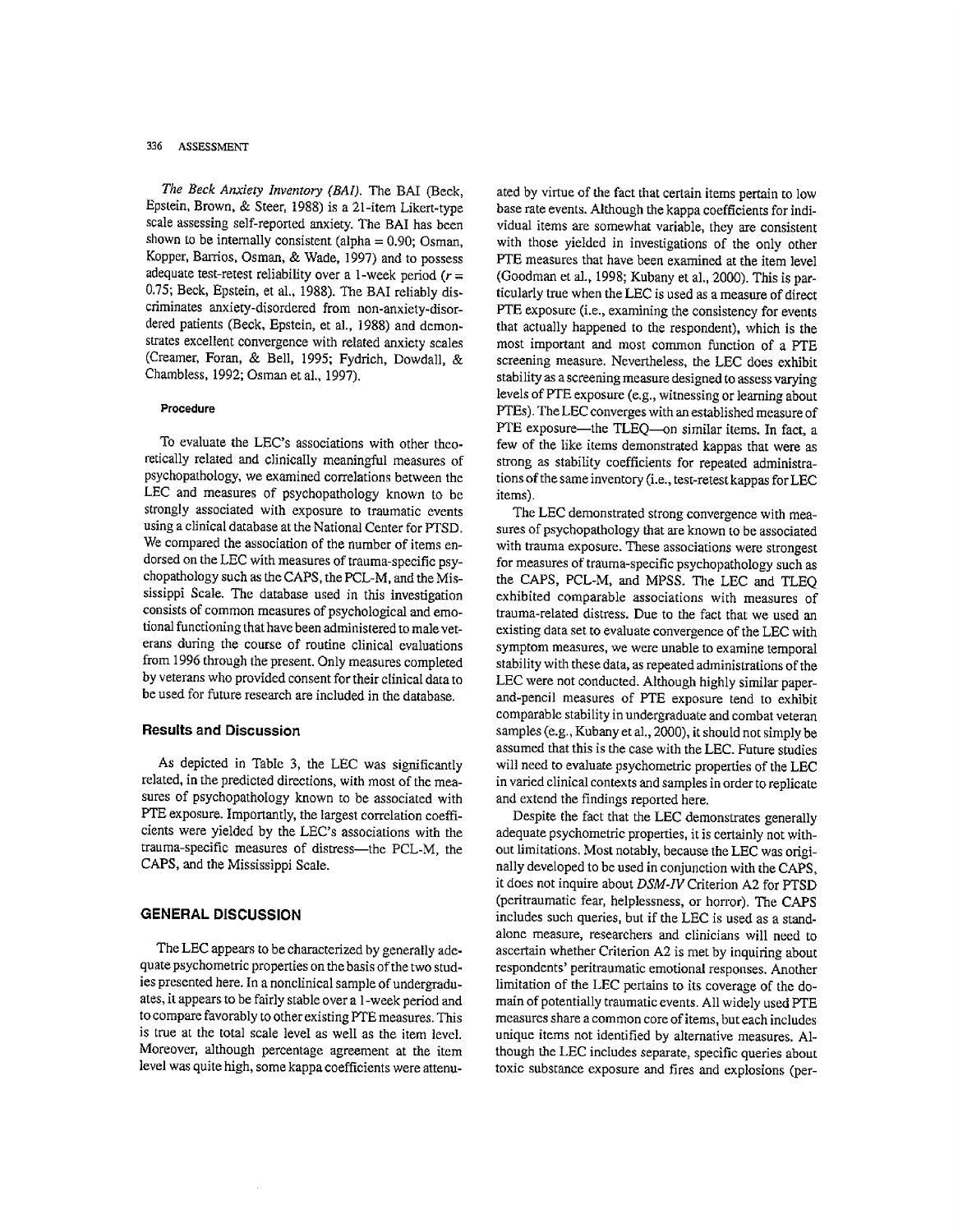*The Beck Anxiety Inventory (BAI).* The BAI (Beck, Epstein, Brown, & Steer, 1988) is a 21-item Likert-type scale assessing self-reported anxiety. The BAI has been shown to be internally consistent (alpha = 0.90; Osman, Kopper, Barrios, Osman, & Wade, 1997) and to possess adequate test-retest reliability over a 1-week period ($r$ = 0.75; Beck, Epstein, et al., 1988). The BAI reliably discriminates anxiety-disordered from non-anxiety-disordered patients (Beck, Epstein, et al., 1988) and demonstrates excellent convergence with related anxiety scales (Creamer, Foran, & Bell, 1995; Fydrich, Dowdall, & Chambless, 1992; Osman et al., 1997).

#### Procedure

To evaluate the LEC's associations with other theoretically related and clinically meaningful measures of psychopathology, we examined correlations between the LEC and measures of psychopathology known to be strongly associated with exposure to traumatic events using a clinical database at the National Center for PTSD. We compared the association of the number of items endorsed on the LEC with measures of trauma-specific psychopathology such as the CAPS, the PCL-M, and the Mississippi Scale. The database used in this investigation consists of common measures of psychological and emotional functioning that have been administered to male veterans during the course of routine clinical evaluations from 1996 through the present. Only measures completed by veterans who provided consent for their clinical data to be used for future research are included in the database.

### Results and Discussion

As depicted in Table 3, the LEC was significantly related, in the predicted directions, with most of the measures of psychopathology known to be associated with PTE exposure. Importantly, the largest correlation coefficients were yielded by the LEC's associations with the trauma-specific measures of distress—the PCL-M, the CAPS, and the Mississippi Scale.

## GENERAL DISCUSSION

The LEC appears to be characterized by generally adequate psychometric properties on the basis of the two studies presented here. In a nonclinical sample of undergraduates, it appears to be fairly stable over a 1-week period and to compare favorably to other existing PTE measures. This is true at the total scale level as well as the item level. Moreover, although percentage agreement at the item level was quite high, some kappa coefficients were attenuated by virtue of the fact that certain items pertain to low base rate events. Although the kappa coefficients for individual items are somewhat variable, they are consistent with those yielded in investigations of the only other PTE measures that have been examined at the item level (Goodman et al., 1998; Kubany et al., 2000). This is particularly true when the LEC is used as a measure of direct PTE exposure (i.e., examining the consistency for events that actually happened to the respondent), which is the most important and most common function of a PTE screening measure. Nevertheless, the LEC does exhibit stability as a screening measure designed to assess varying levels of PTE exposure (e.g., witnessing or learning about PTEs). The LEC converges with an established measure of PTE exposure—the TLEQ—on similar items. In fact, a few of the like items demonstrated kappas that were as strong as stability coefficients for repeated administrations of the same inventory (i.e., test-retest kappas for LEC items).

The LEC demonstrated strong convergence with measures of psychopathology that are known to be associated with trauma exposure. These associations were strongest for measures of trauma-specific psychopathology such as the CAPS, PCL-M, and MPSS. The LEC and TLEQ exhibited comparable associations with measures of trauma-related distress. Due to the fact that we used an existing data set to evaluate convergence of the LEC with symptom measures, we were unable to examine temporal stability with these data, as repeated administrations of the LEC were not conducted. Although highly similar paper-and-pencil measures of PTE exposure tend to exhibit comparable stability in undergraduate and combat veteran samples (e.g., Kubany et al., 2000), it should not simply be assumed that this is the case with the LEC. Future studies will need to evaluate psychometric properties of the LEC in varied clinical contexts and samples in order to replicate and extend the findings reported here.

Despite the fact that the LEC demonstrates generally adequate psychometric properties, it is certainly not without limitations. Most notably, because the LEC was originally developed to be used in conjunction with the CAPS, it does not inquire about *DSM-IV* Criterion A2 for PTSD (peritraumatic fear, helplessness, or horror). The CAPS includes such queries, but if the LEC is used as a stand-alone measure, researchers and clinicians will need to ascertain whether Criterion A2 is met by inquiring about respondents' peritraumatic emotional responses. Another limitation of the LEC pertains to its coverage of the domain of potentially traumatic events. All widely used PTE measures share a common core of items, but each includes unique items not identified by alternative measures. Although the LEC includes separate, specific queries about toxic substance exposure and fires and explosions (per-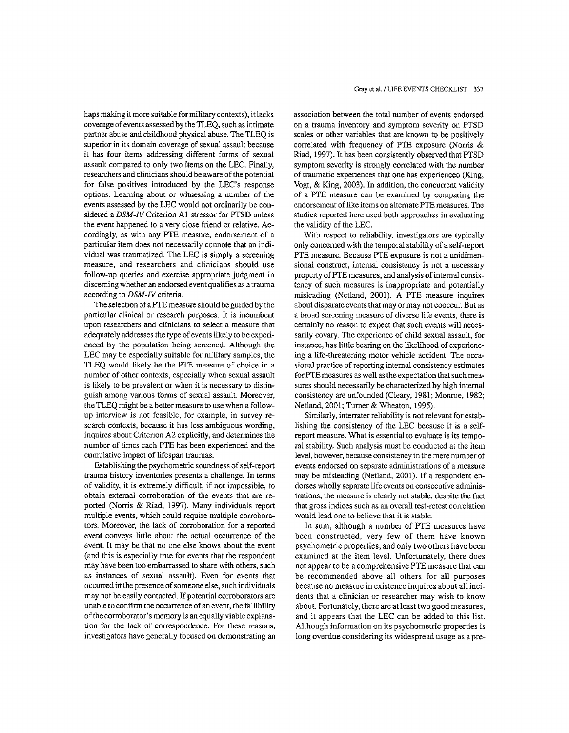haps making it more suitable for military contexts), it lacks coverage of events assessed by the TLEQ, such as intimate partner abuse and childhood physical abuse. The TLEQ is superior in its domain coverage of sexual assault because it has four items addressing different forms of sexual assault compared to only two items on the LEC. Finally, researchers and clinicians should be aware of the potential for false positives introduced by the LEC's response options. Learning about or witnessing a number of the events assessed by the LEC would not ordinarily be considered a *DSM-IV* Criterion A1 stressor for PTSD unless the event happened to a very close friend or relative. Accordingly, as with any PTE measure, endorsement of a particular item does not necessarily connote that an individual was traumatized. The LEC is simply a screening measure, and researchers and clinicians should use follow-up queries and exercise appropriate judgment in discerning whether an endorsed event qualifies as a trauma according to *DSM-IV* criteria.

The selection of a PTE measure should be guided by the particular clinical or research purposes. It is incumbent upon researchers and clinicians to select a measure that adequately addresses the type of events likely to be experienced by the population being screened. Although the LEC may be especially suitable for military samples, the TLEQ would likely be the PTE measure of choice in a number of other contexts, especially when sexual assault is likely to be prevalent or when it is necessary to distinguish among various forms of sexual assault. Moreover, the TLEQ might be a better measure to use when a follow-up interview is not feasible, for example, in survey research contexts, because it has less ambiguous wording, inquires about Criterion A2 explicitly, and determines the number of times each PTE has been experienced and the cumulative impact of lifespan traumas.

Establishing the psychometric soundness of self-report trauma history inventories presents a challenge. In terms of validity, it is extremely difficult, if not impossible, to obtain external corroboration of the events that are reported (Norris & Riad, 1997). Many individuals report multiple events, which could require multiple corroborators. Moreover, the lack of corroboration for a reported event conveys little about the actual occurrence of the event. It may be that no one else knows about the event (and this is especially true for events that the respondent may have been too embarrassed to share with others, such as instances of sexual assault). Even for events that occurred in the presence of someone else, such individuals may not be easily contacted. If potential corroborators are unable to confirm the occurrence of an event, the fallibility of the corroborator's memory is an equally viable explanation for the lack of correspondence. For these reasons, investigators have generally focused on demonstrating an association between the total number of events endorsed on a trauma inventory and symptom severity on PTSD scales or other variables that are known to be positively correlated with frequency of PTE exposure (Norris & Riad, 1997). It has been consistently observed that PTSD symptom severity is strongly correlated with the number of traumatic experiences that one has experienced (King, Vogt, & King, 2003). In addition, the concurrent validity of a PTE measure can be examined by comparing the endorsement of like items on alternate PTE measures. The studies reported here used both approaches in evaluating the validity of the LEC.

With respect to reliability, investigators are typically only concerned with the temporal stability of a self-report PTE measure. Because PTE exposure is not a unidimensional construct, internal consistency is not a necessary property of PTE measures, and analysis of internal consistency of such measures is inappropriate and potentially misleading (Netland, 2001). A PTE measure inquires about disparate events that may or may not cooccur. But as a broad screening measure of diverse life events, there is certainly no reason to expect that such events will necessarily covary. The experience of child sexual assault, for instance, has little bearing on the likelihood of experiencing a life-threatening motor vehicle accident. The occasional practice of reporting internal consistency estimates for PTE measures as well as the expectation that such measures should necessarily be characterized by high internal consistency are unfounded (Cleary, 1981; Monroe, 1982; Netland, 2001; Turner & Wheaton, 1995).

Similarly, interrater reliability is not relevant for establishing the consistency of the LEC because it is a self-report measure. What is essential to evaluate is its temporal stability. Such analysis must be conducted at the item level, however, because consistency in the mere number of events endorsed on separate administrations of a measure may be misleading (Netland, 2001). If a respondent endorses wholly separate life events on consecutive administrations, the measure is clearly not stable, despite the fact that gross indices such as an overall test-retest correlation would lead one to believe that it is stable.

In sum, although a number of PTE measures have been constructed, very few of them have known psychometric properties, and only two others have been examined at the item level. Unfortunately, there does not appear to be a comprehensive PTE measure that can be recommended above all others for all purposes because no measure in existence inquires about all incidents that a clinician or researcher may wish to know about. Fortunately, there are at least two good measures, and it appears that the LEC can be added to this list. Although information on its psychometric properties is long overdue considering its widespread usage as a pre-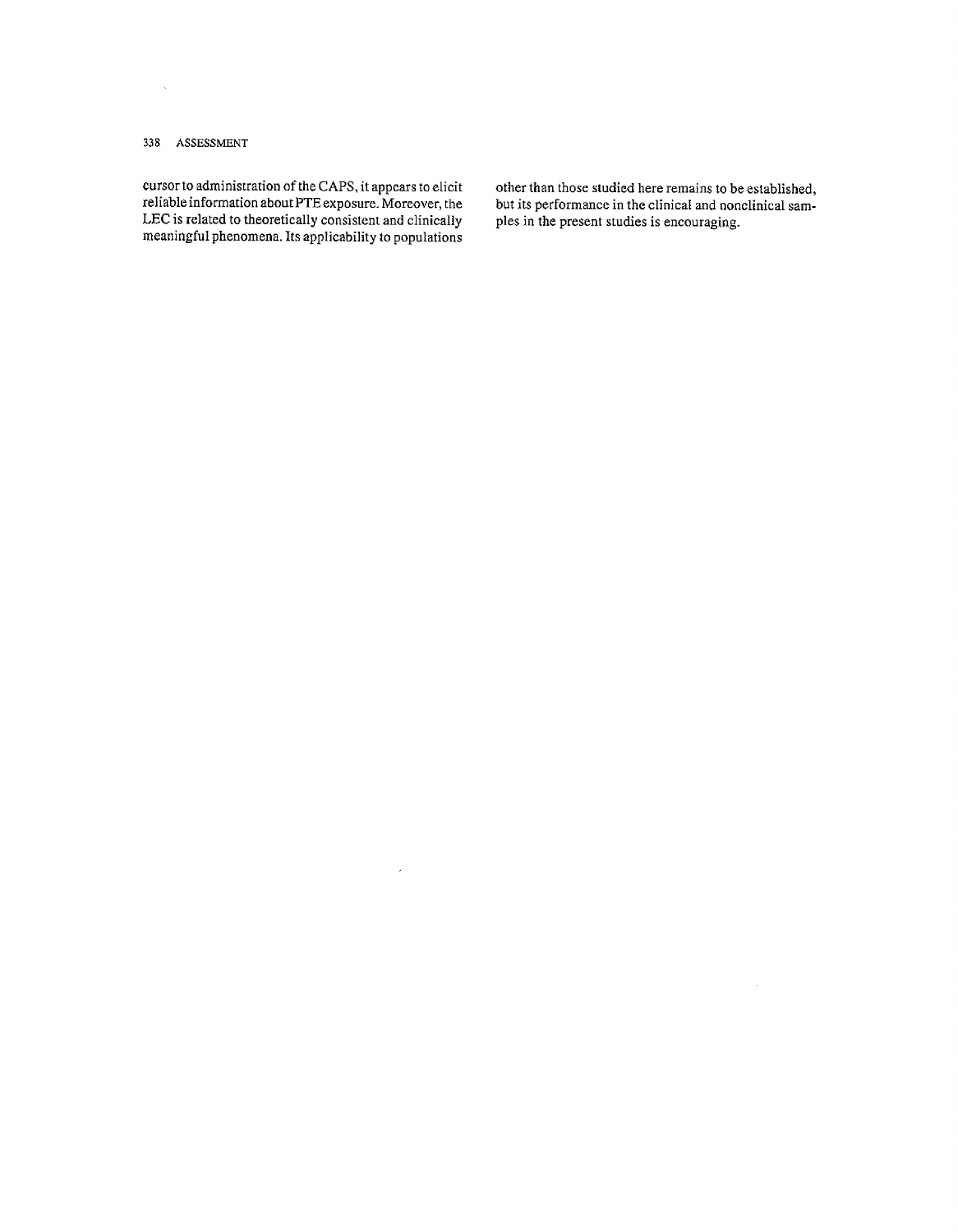cursor to administration of the CAPS, it appears to elicit reliable information about PTE exposure. Moreover, the LEC is related to theoretically consistent and clinically meaningful phenomena. Its applicability to populations other than those studied here remains to be established, but its performance in the clinical and nonclinical samples in the present studies is encouraging.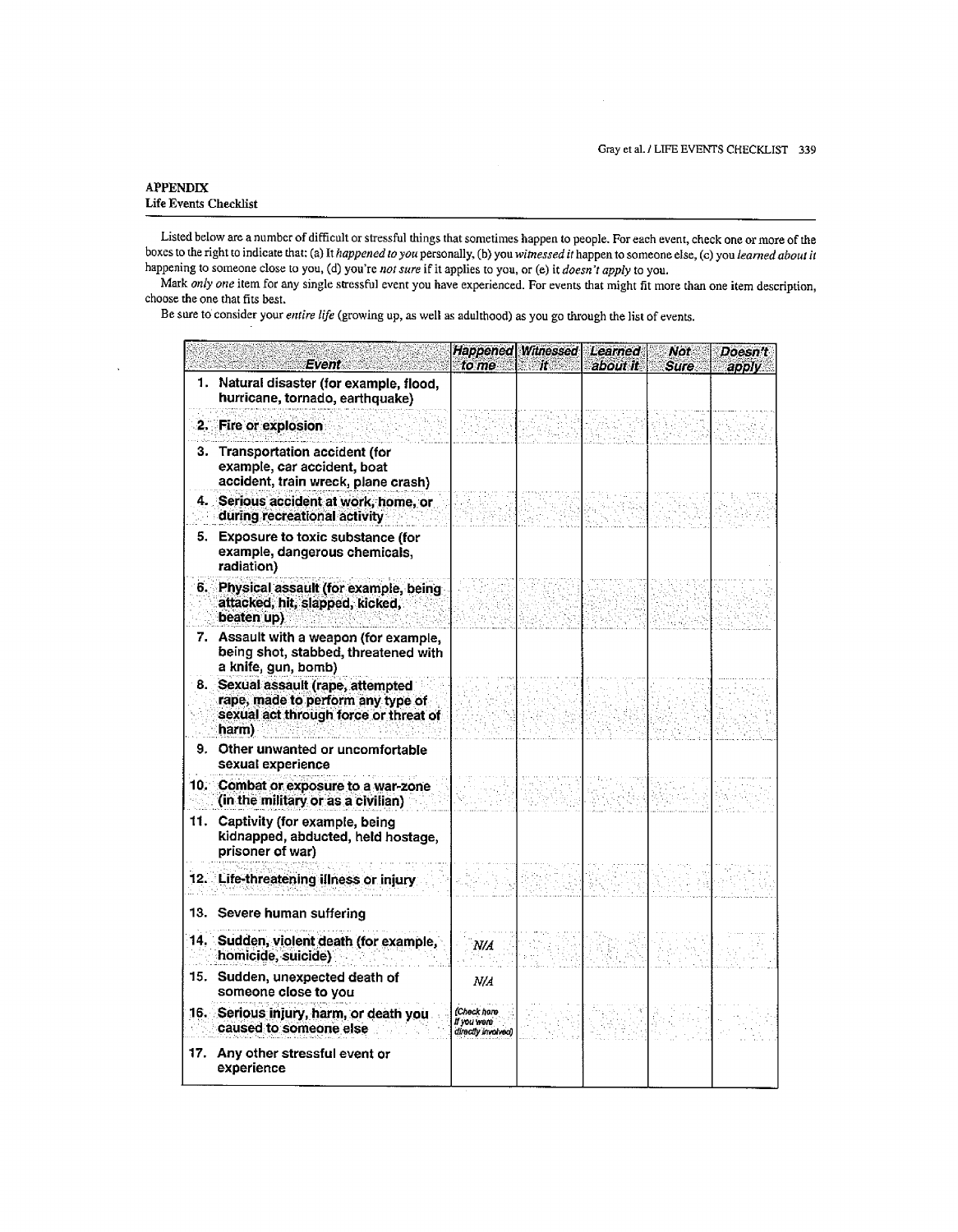## APPENDIX
### Life Events Checklist

Listed below are a number of difficult or stressful things that sometimes happen to people. For each event, check one or more of the boxes to the right to indicate that: (a) It *happened to you* personally, (b) you *witnessed it* happen to someone else, (c) you *learned about it* happening to someone close to you, (d) you're *not sure* if it applies to you, or (e) it *doesn't apply* to you.

Mark *only one* item for any single stressful event you have experienced. For events that might fit more than one item description, choose the one that fits best.

Be sure to consider your *entire life* (growing up, as well as adulthood) as you go through the list of events.

| Event | Happened to me | Witnessed it | Learned about it | Not Sure | Doesn't apply |
|---|---|---|---|---|---|
| 1. Natural disaster (for example, flood, hurricane, tornado, earthquake) | | | | | |
| 2. Fire or explosion | | | | | |
| 3. Transportation accident (for example, car accident, boat accident, train wreck, plane crash) | | | | | |
| 4. Serious accident at work, home, or during recreational activity | | | | | |
| 5. Exposure to toxic substance (for example, dangerous chemicals, radiation) | | | | | |
| 6. Physical assault (for example, being attacked, hit, slapped, kicked, beaten up) | | | | | |
| 7. Assault with a weapon (for example, being shot, stabbed, threatened with a knife, gun, bomb) | | | | | |
| 8. Sexual assault (rape, attempted rape, made to perform any type of sexual act through force or threat of harm) | | | | | |
| 9. Other unwanted or uncomfortable sexual experience | | | | | |
| 10. Combat or exposure to a war-zone (in the military or as a civilian) | | | | | |
| 11. Captivity (for example, being kidnapped, abducted, held hostage, prisoner of war) | | | | | |
| 12. Life-threatening illness or injury | | | | | |
| 13. Severe human suffering | | | | | |
| 14. Sudden, violent death (for example, homicide, suicide) | N/A | | | | |
| 15. Sudden, unexpected death of someone close to you | N/A | | | | |
| 16. Serious injury, harm, or death you caused to someone else | (Check here if you were directly involved) | | | | |
| 17. Any other stressful event or experience | | | | | |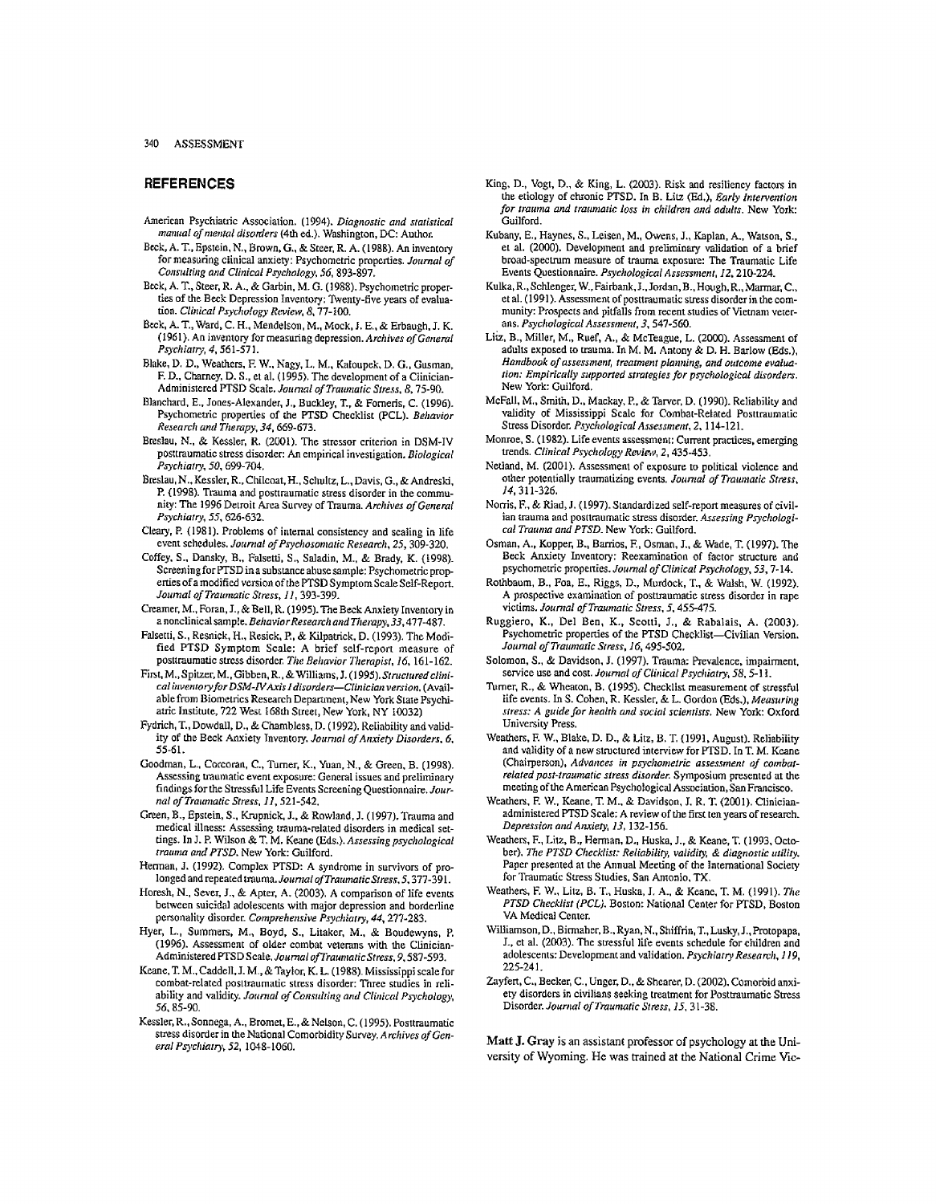## REFERENCES

American Psychiatric Association. (1994). *Diagnostic and statistical manual of mental disorders* (4th ed.). Washington, DC: Author.

Beck, A. T., Epstein, N., Brown, G., & Steer, R. A. (1988). An inventory for measuring clinical anxiety: Psychometric properties. *Journal of Consulting and Clinical Psychology, 56*, 893-897.

Beck, A. T., Steer, R. A., & Garbin, M. G. (1988). Psychometric properties of the Beck Depression Inventory: Twenty-five years of evaluation. *Clinical Psychology Review, 8*, 77-100.

Beck, A. T., Ward, C. H., Mendelson, M., Mock, J. E., & Erbaugh, J. K. (1961). An inventory for measuring depression. *Archives of General Psychiatry, 4*, 561-571.

Blake, D. D., Weathers, F. W., Nagy, L. M., Kaloupek, D. G., Gusman, F. D., Charney, D. S., et al. (1995). The development of a Clinician-Administered PTSD Scale. *Journal of Traumatic Stress, 8*, 75-90.

Blanchard, E., Jones-Alexander, J., Buckley, T., & Forneris, C. (1996). Psychometric properties of the PTSD Checklist (PCL). *Behavior Research and Therapy, 34*, 669-673.

Breslau, N., & Kessler, R. (2001). The stressor criterion in DSM-IV posttraumatic stress disorder: An empirical investigation. *Biological Psychiatry, 50*, 699-704.

Breslau, N., Kessler, R., Chilcoat, H., Schultz, L., Davis, G., & Andreski, P. (1998). Trauma and posttraumatic stress disorder in the community: The 1996 Detroit Area Survey of Trauma. *Archives of General Psychiatry, 55*, 626-632.

Cleary, P. (1981). Problems of internal consistency and scaling in life event schedules. *Journal of Psychosomatic Research, 25*, 309-320.

Coffey, S., Dansky, B., Falsetti, S., Saladin, M., & Brady, K. (1998). Screening for PTSD in a substance abuse sample: Psychometric properties of a modified version of the PTSD Symptom Scale Self-Report. *Journal of Traumatic Stress, 11*, 393-399.

Creamer, M., Foran, J., & Bell, R. (1995). The Beck Anxiety Inventory in a nonclinical sample. *Behavior Research and Therapy, 33*, 477-487.

Falsetti, S., Resnick, H., Resick, P., & Kilpatrick, D. (1993). The Modified PTSD Symptom Scale: A brief self-report measure of posttraumatic stress disorder. *The Behavior Therapist, 16*, 161-162.

First, M., Spitzer, M., Gibben, R., & Williams, J. (1995). *Structured clinical inventory for DSM-IV Axis I disorders—Clinician version.* (Available from Biometrics Research Department, New York State Psychiatric Institute, 722 West 168th Street, New York, NY 10032)

Fydrich, T., Dowdall, D., & Chambless, D. (1992). Reliability and validity of the Beck Anxiety Inventory. *Journal of Anxiety Disorders, 6*, 55-61.

Goodman, L., Corcoran, C., Turner, K., Yuan, N., & Green, B. (1998). Assessing traumatic event exposure: General issues and preliminary findings for the Stressful Life Events Screening Questionnaire. *Journal of Traumatic Stress, 11*, 521-542.

Green, B., Epstein, S., Krupnick, J., & Rowland, J. (1997). Trauma and medical illness: Assessing trauma-related disorders in medical settings. In J. P. Wilson & T. M. Keane (Eds.), *Assessing psychological trauma and PTSD*. New York: Guilford.

Herman, J. (1992). Complex PTSD: A syndrome in survivors of prolonged and repeated trauma. *Journal of Traumatic Stress, 5*, 377-391.

Horesh, N., Sever, J., & Apter, A. (2003). A comparison of life events between suicidal adolescents with major depression and borderline personality disorder. *Comprehensive Psychiatry, 44*, 277-283.

Hyer, L., Summers, M., Boyd, S., Litaker, M., & Boudewyns, P. (1996). Assessment of older combat veterans with the Clinician-Administered PTSD Scale. *Journal of Traumatic Stress, 9*, 587-593.

Keane, T. M., Caddell, J. M., & Taylor, K. L. (1988). Mississippi scale for combat-related posttraumatic stress disorder: Three studies in reliability and validity. *Journal of Consulting and Clinical Psychology, 56*, 85-90.

Kessler, R., Sonnega, A., Bromet, E., & Nelson, C. (1995). Posttraumatic stress disorder in the National Comorbidity Survey. *Archives of General Psychiatry, 52*, 1048-1060.

King, D., Vogt, D., & King, L. (2003). Risk and resiliency factors in the etiology of chronic PTSD. In B. Litz (Ed.), *Early intervention for trauma and traumatic loss in children and adults*. New York: Guilford.

Kubany, E., Haynes, S., Leisen, M., Owens, J., Kaplan, A., Watson, S., et al. (2000). Development and preliminary validation of a brief broad-spectrum measure of trauma exposure: The Traumatic Life Events Questionnaire. *Psychological Assessment, 12*, 210-224.

Kulka, R., Schlenger, W., Fairbank, J., Jordan, B., Hough, R., Marmar, C., et al. (1991). Assessment of posttraumatic stress disorder in the community: Prospects and pitfalls from recent studies of Vietnam veterans. *Psychological Assessment, 3*, 547-560.

Litz, B., Miller, M., Ruef, A., & McTeague, L. (2000). Assessment of adults exposed to trauma. In M. M. Antony & D. H. Barlow (Eds.), *Handbook of assessment, treatment planning, and outcome evaluation: Empirically supported strategies for psychological disorders*. New York: Guilford.

McFall, M., Smith, D., Mackay, P., & Tarver, D. (1990). Reliability and validity of Mississippi Scale for Combat-Related Posttraumatic Stress Disorder. *Psychological Assessment, 2*, 114-121.

Monroe, S. (1982). Life events assessment: Current practices, emerging trends. *Clinical Psychology Review, 2*, 435-453.

Netland, M. (2001). Assessment of exposure to political violence and other potentially traumatizing events. *Journal of Traumatic Stress, 14*, 311-326.

Norris, F., & Riad, J. (1997). Standardized self-report measures of civilian trauma and posttraumatic stress disorder. *Assessing Psychological Trauma and PTSD*. New York: Guilford.

Osman, A., Kopper, B., Barrios, F., Osman, J., & Wade, T. (1997). The Beck Anxiety Inventory: Reexamination of factor structure and psychometric properties. *Journal of Clinical Psychology, 53*, 7-14.

Rothbaum, B., Foa, E., Riggs, D., Murdock, T., & Walsh, W. (1992). A prospective examination of posttraumatic stress disorder in rape victims. *Journal of Traumatic Stress, 5*, 455-475.

Ruggiero, K., Del Ben, K., Scotti, J., & Rabalais, A. (2003). Psychometric properties of the PTSD Checklist—Civilian Version. *Journal of Traumatic Stress, 16*, 495-502.

Solomon, S., & Davidson, J. (1997). Trauma: Prevalence, impairment, service use and cost. *Journal of Clinical Psychiatry, 58*, 5-11.

Turner, R., & Wheaton, B. (1995). Checklist measurement of stressful life events. In S. Cohen, R. Kessler, & L. Gordon (Eds.), *Measuring stress: A guide for health and social scientists*. New York: Oxford University Press.

Weathers, F. W., Blake, D. D., & Litz, B. T. (1991, August). Reliability and validity of a new structured interview for PTSD. In T. M. Keane (Chairperson), *Advances in psychometric assessment of combat-related post-traumatic stress disorder*. Symposium presented at the meeting of the American Psychological Association, San Francisco.

Weathers, F. W., Keane, T. M., & Davidson, J. R. T. (2001). Clinician-administered PTSD Scale: A review of the first ten years of research. *Depression and Anxiety, 13*, 132-156.

Weathers, F., Litz, B., Herman, D., Huska, J., & Keane, T. (1993, October). *The PTSD Checklist: Reliability, validity, & diagnostic utility.* Paper presented at the Annual Meeting of the International Society for Traumatic Stress Studies, San Antonio, TX.

Weathers, F. W., Litz, B. T., Huska, J. A., & Keane, T. M. (1991). *The PTSD Checklist (PCL)*. Boston: National Center for PTSD, Boston VA Medical Center.

Williamson, D., Birmaher, B., Ryan, N., Shiffrin, T., Lusky, J., Protopapa, J., et al. (2003). The stressful life events schedule for children and adolescents: Development and validation. *Psychiatry Research, 119*, 225-241.

Zayfert, C., Becker, C., Unger, D., & Shearer, D. (2002). Comorbid anxiety disorders in civilians seeking treatment for Posttraumatic Stress Disorder. *Journal of Traumatic Stress, 15*, 31-38.

**Matt J. Gray** is an assistant professor of psychology at the University of Wyoming. He was trained at the National Crime Vic-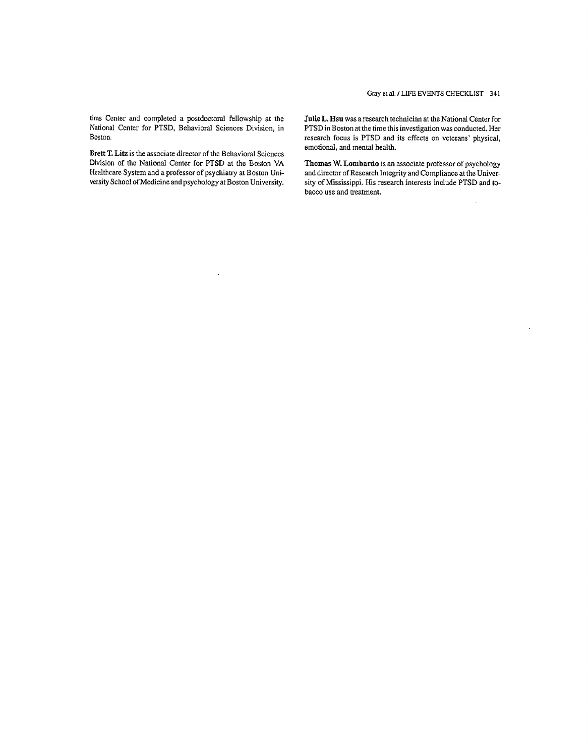tims Center and completed a postdoctoral fellowship at the National Center for PTSD, Behavioral Sciences Division, in Boston.

**Brett T. Litz** is the associate director of the Behavioral Sciences Division of the National Center for PTSD at the Boston VA Healthcare System and a professor of psychiatry at Boston University School of Medicine and psychology at Boston University.

**Julie L. Hsu** was a research technician at the National Center for PTSD in Boston at the time this investigation was conducted. Her research focus is PTSD and its effects on veterans' physical, emotional, and mental health.

**Thomas W. Lombardo** is an associate professor of psychology and director of Research Integrity and Compliance at the University of Mississippi. His research interests include PTSD and tobacco use and treatment.